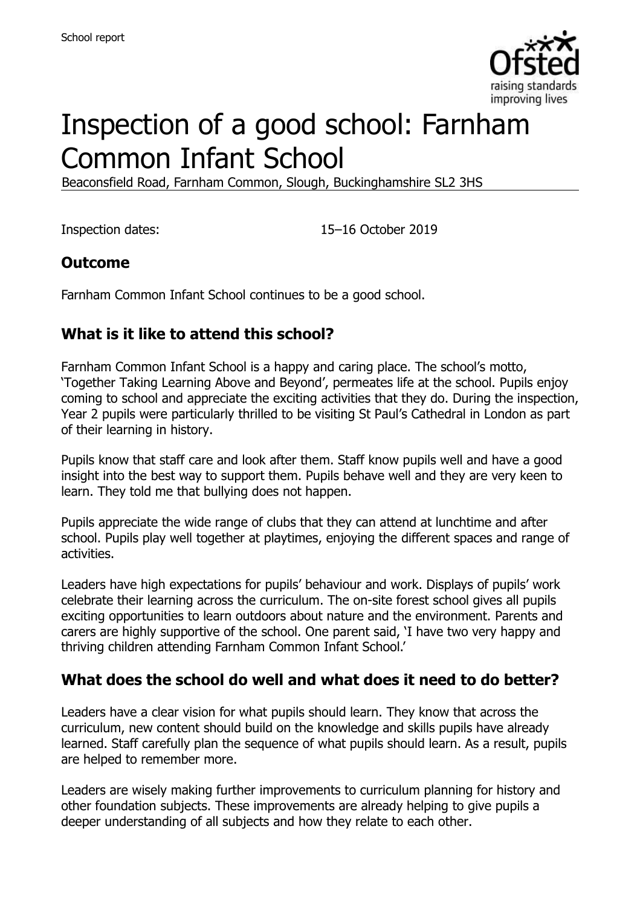# Inspection of a good school: Farnham Common Infant School

Beaconsfield Road, Farnham Common, Slough, Buckinghamshire SL2 3HS

Inspection dates: 15–16 October 2019

## Outcome

Farnham Common Infant School continues to be a good school.

## What is it like to attend this school?

Farnham Common Infant School is a happy and caring place. The school's motto, 'Together Taking Learning Above and Beyond', permeates life at the school. Pupils enjoy coming to school and appreciate the exciting activities that they do. During the inspection, Year 2 pupils were particularly thrilled to be visiting St Paul's Cathedral in London as part of their learning in history.

Pupils know that staff care and look after them. Staff know pupils well and have a good insight into the best way to support them. Pupils behave well and they are very keen to learn. They told me that bullying does not happen.

Pupils appreciate the wide range of clubs that they can attend at lunchtime and after school. Pupils play well together at playtimes, enjoying the different spaces and range of activities.

Leaders have high expectations for pupils' behaviour and work. Displays of pupils' work celebrate their learning across the curriculum. The on-site forest school gives all pupils exciting opportunities to learn outdoors about nature and the environment. Parents and carers are highly supportive of the school. One parent said, 'I have two very happy and thriving children attending Farnham Common Infant School.'

## What does the school do well and what does it need to do better?

Leaders have a clear vision for what pupils should learn. They know that across the curriculum, new content should build on the knowledge and skills pupils have already learned. Staff carefully plan the sequence of what pupils should learn. As a result, pupils are helped to remember more.

Leaders are wisely making further improvements to curriculum planning for history and other foundation subjects. These improvements are already helping to give pupils a deeper understanding of all subjects and how they relate to each other.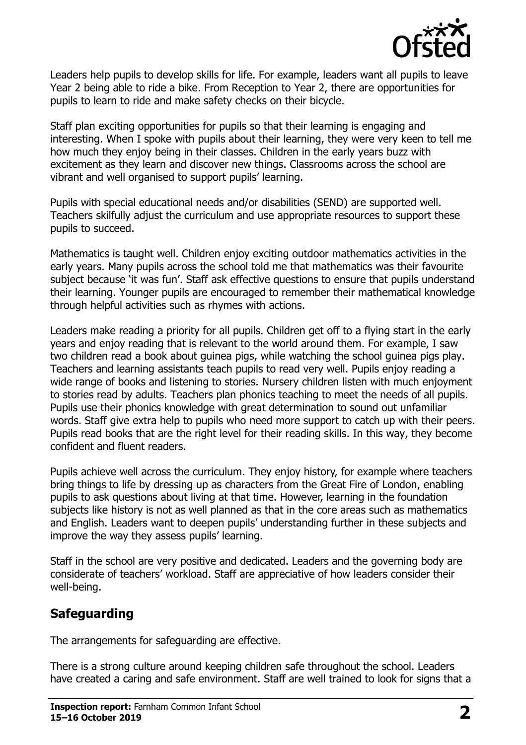Leaders help pupils to develop skills for life. For example, leaders want all pupils to leave Year 2 being able to ride a bike. From Reception to Year 2, there are opportunities for pupils to learn to ride and make safety checks on their bicycle.

Staff plan exciting opportunities for pupils so that their learning is engaging and interesting. When I spoke with pupils about their learning, they were very keen to tell me how much they enjoy being in their classes. Children in the early years buzz with excitement as they learn and discover new things. Classrooms across the school are vibrant and well organised to support pupils' learning.

Pupils with special educational needs and/or disabilities (SEND) are supported well. Teachers skilfully adjust the curriculum and use appropriate resources to support these pupils to succeed.

Mathematics is taught well. Children enjoy exciting outdoor mathematics activities in the early years. Many pupils across the school told me that mathematics was their favourite subject because 'it was fun'. Staff ask effective questions to ensure that pupils understand their learning. Younger pupils are encouraged to remember their mathematical knowledge through helpful activities such as rhymes with actions.

Leaders make reading a priority for all pupils. Children get off to a flying start in the early years and enjoy reading that is relevant to the world around them. For example, I saw two children read a book about guinea pigs, while watching the school guinea pigs play. Teachers and learning assistants teach pupils to read very well. Pupils enjoy reading a wide range of books and listening to stories. Nursery children listen with much enjoyment to stories read by adults. Teachers plan phonics teaching to meet the needs of all pupils. Pupils use their phonics knowledge with great determination to sound out unfamiliar words. Staff give extra help to pupils who need more support to catch up with their peers. Pupils read books that are the right level for their reading skills. In this way, they become confident and fluent readers.

Pupils achieve well across the curriculum. They enjoy history, for example where teachers bring things to life by dressing up as characters from the Great Fire of London, enabling pupils to ask questions about living at that time. However, learning in the foundation subjects like history is not as well planned as that in the core areas such as mathematics and English. Leaders want to deepen pupils' understanding further in these subjects and improve the way they assess pupils' learning.

Staff in the school are very positive and dedicated. Leaders and the governing body are considerate of teachers' workload. Staff are appreciative of how leaders consider their well-being.

## Safeguarding

The arrangements for safeguarding are effective.

There is a strong culture around keeping children safe throughout the school. Leaders have created a caring and safe environment. Staff are well trained to look for signs that a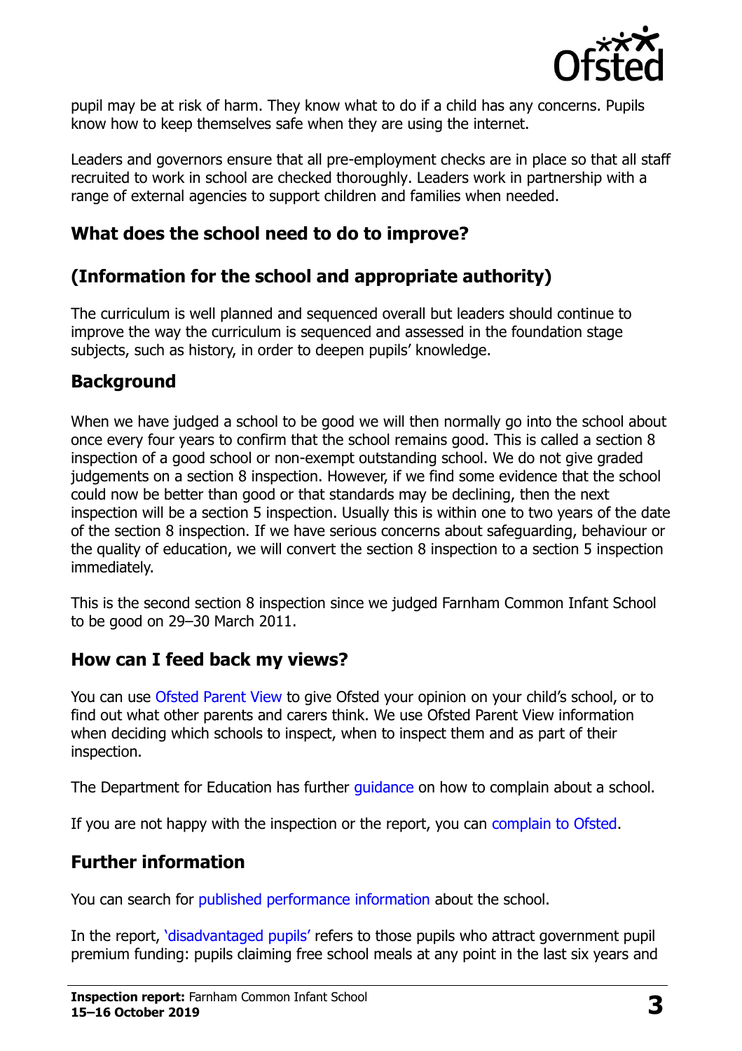pupil may be at risk of harm. They know what to do if a child has any concerns. Pupils know how to keep themselves safe when they are using the internet.

Leaders and governors ensure that all pre-employment checks are in place so that all staff recruited to work in school are checked thoroughly. Leaders work in partnership with a range of external agencies to support children and families when needed.

## What does the school need to do to improve?

## (Information for the school and appropriate authority)

The curriculum is well planned and sequenced overall but leaders should continue to improve the way the curriculum is sequenced and assessed in the foundation stage subjects, such as history, in order to deepen pupils' knowledge.

## Background

When we have judged a school to be good we will then normally go into the school about once every four years to confirm that the school remains good. This is called a section 8 inspection of a good school or non-exempt outstanding school. We do not give graded judgements on a section 8 inspection. However, if we find some evidence that the school could now be better than good or that standards may be declining, then the next inspection will be a section 5 inspection. Usually this is within one to two years of the date of the section 8 inspection. If we have serious concerns about safeguarding, behaviour or the quality of education, we will convert the section 8 inspection to a section 5 inspection immediately.

This is the second section 8 inspection since we judged Farnham Common Infant School to be good on 29–30 March 2011.

## How can I feed back my views?

You can use Ofsted Parent View to give Ofsted your opinion on your child's school, or to find out what other parents and carers think. We use Ofsted Parent View information when deciding which schools to inspect, when to inspect them and as part of their inspection.

The Department for Education has further guidance on how to complain about a school.

If you are not happy with the inspection or the report, you can complain to Ofsted.

## Further information

You can search for published performance information about the school.

In the report, 'disadvantaged pupils' refers to those pupils who attract government pupil premium funding: pupils claiming free school meals at any point in the last six years and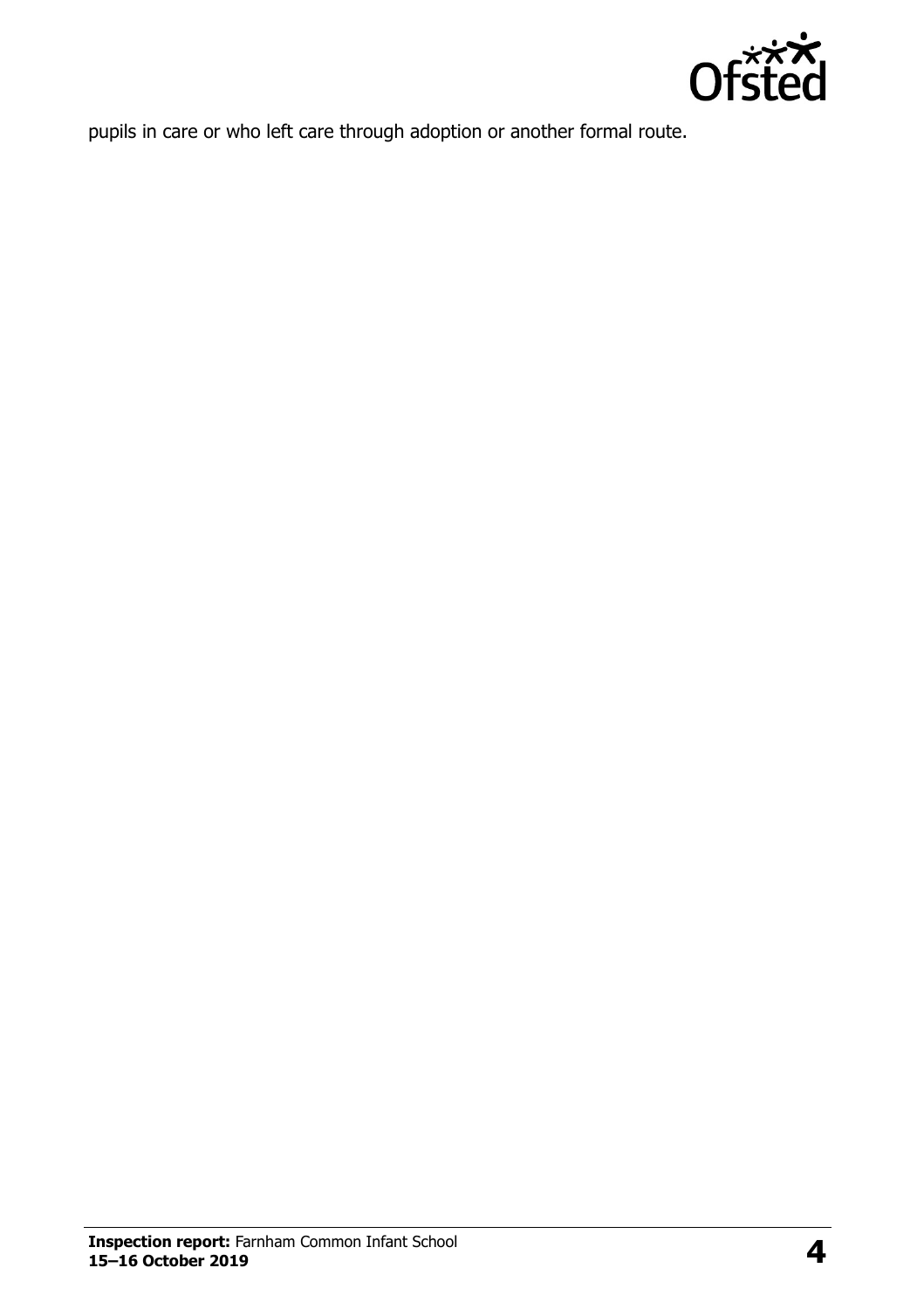pupils in care or who left care through adoption or another formal route.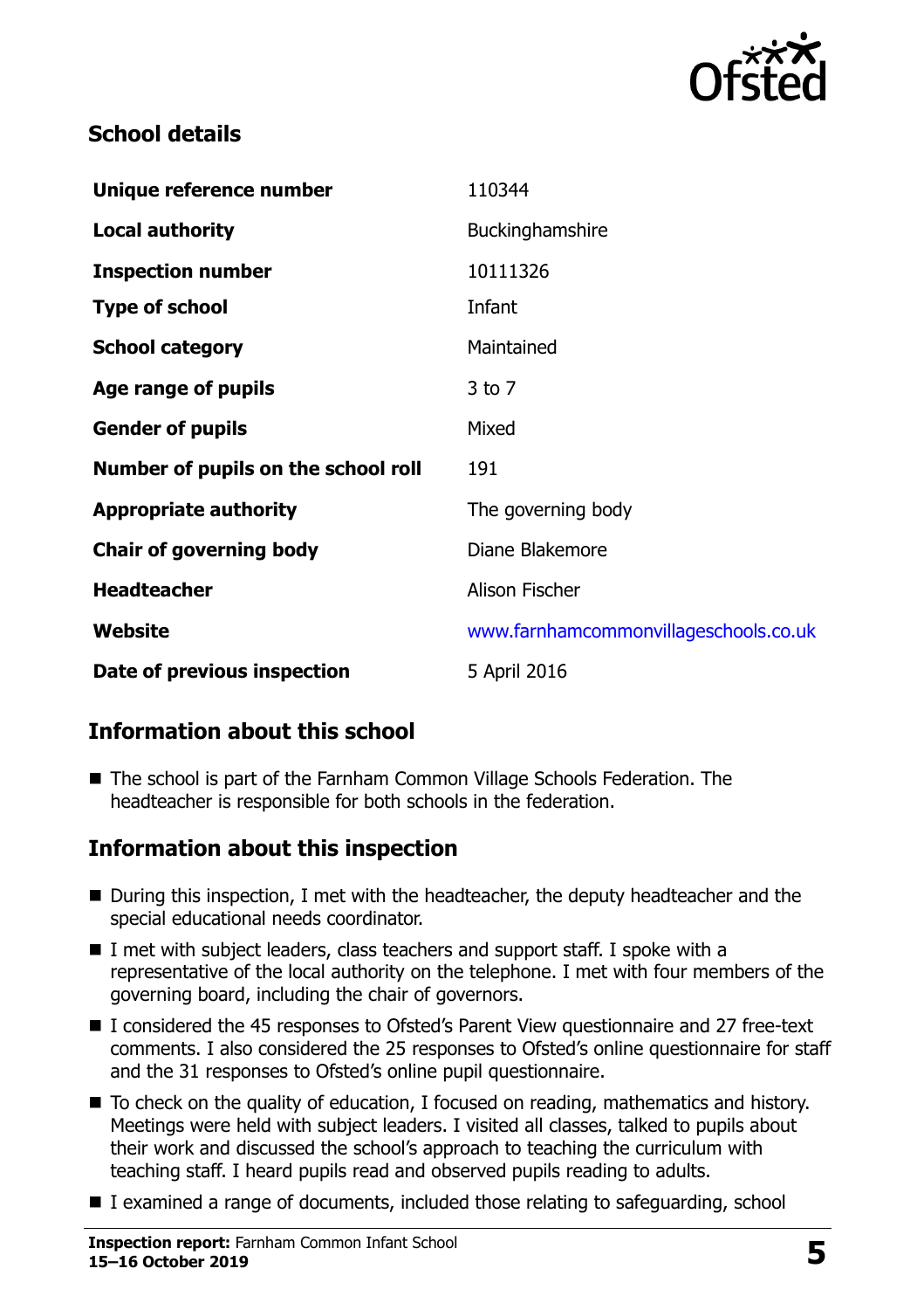## School details

| | |
|---|---|
| **Unique reference number** | 110344 |
| **Local authority** | Buckinghamshire |
| **Inspection number** | 10111326 |
| **Type of school** | Infant |
| **School category** | Maintained |
| **Age range of pupils** | 3 to 7 |
| **Gender of pupils** | Mixed |
| **Number of pupils on the school roll** | 191 |
| **Appropriate authority** | The governing body |
| **Chair of governing body** | Diane Blakemore |
| **Headteacher** | Alison Fischer |
| **Website** | www.farnhamcommonvillageschools.co.uk |
| **Date of previous inspection** | 5 April 2016 |

## Information about this school

- The school is part of the Farnham Common Village Schools Federation. The headteacher is responsible for both schools in the federation.

## Information about this inspection

- During this inspection, I met with the headteacher, the deputy headteacher and the special educational needs coordinator.
- I met with subject leaders, class teachers and support staff. I spoke with a representative of the local authority on the telephone. I met with four members of the governing board, including the chair of governors.
- I considered the 45 responses to Ofsted's Parent View questionnaire and 27 free-text comments. I also considered the 25 responses to Ofsted's online questionnaire for staff and the 31 responses to Ofsted's online pupil questionnaire.
- To check on the quality of education, I focused on reading, mathematics and history. Meetings were held with subject leaders. I visited all classes, talked to pupils about their work and discussed the school's approach to teaching the curriculum with teaching staff. I heard pupils read and observed pupils reading to adults.
- I examined a range of documents, included those relating to safeguarding, school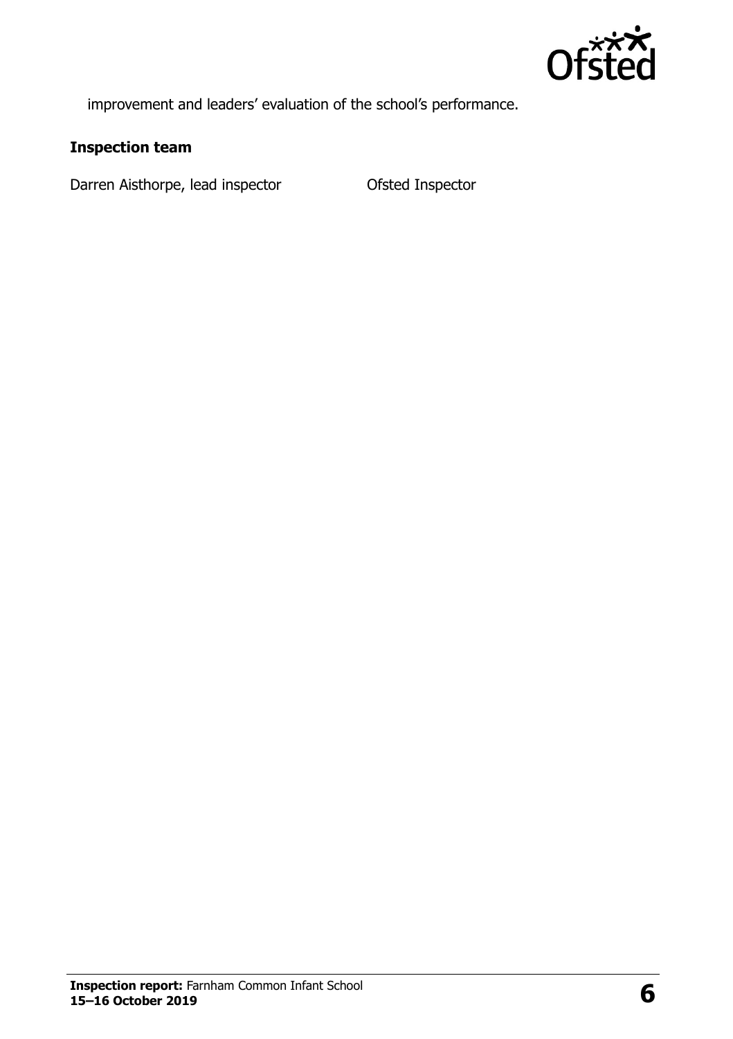improvement and leaders' evaluation of the school's performance.

### Inspection team

| | |
|---|---|
| Darren Aisthorpe, lead inspector | Ofsted Inspector |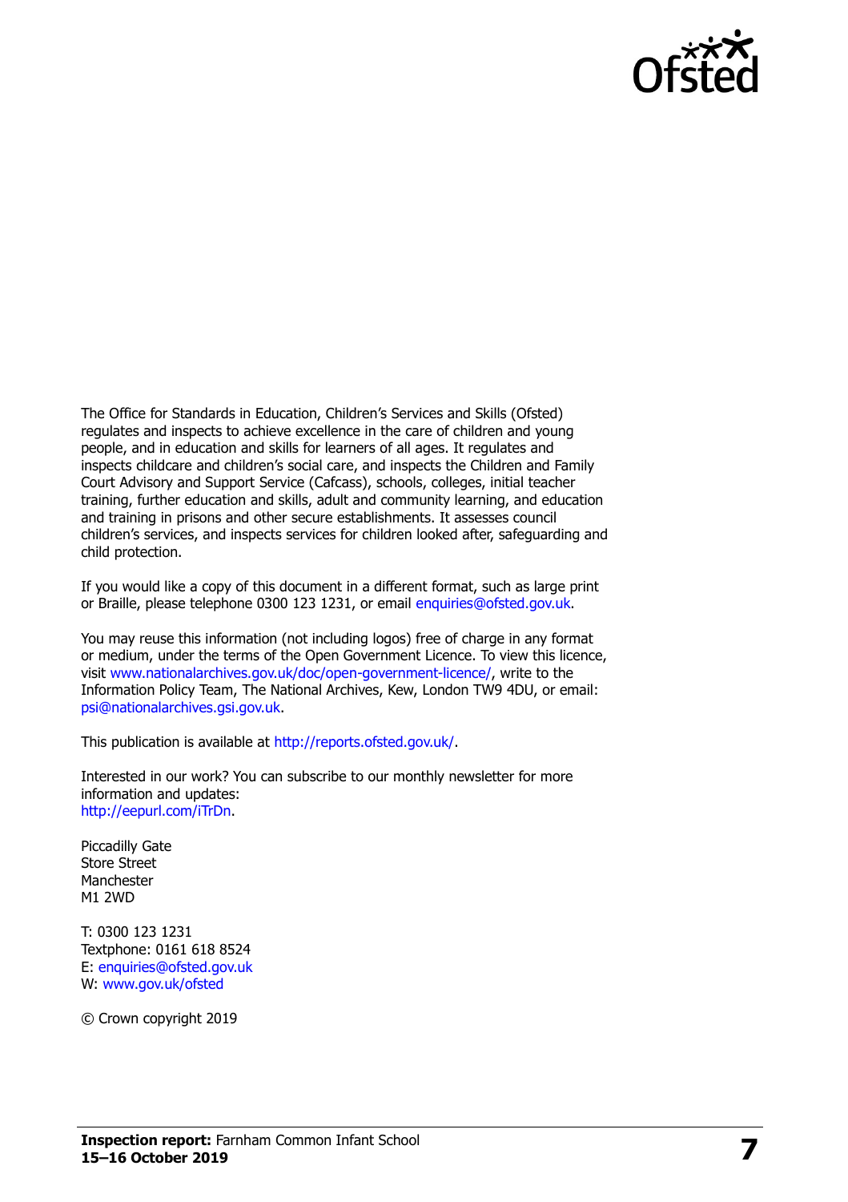The Office for Standards in Education, Children's Services and Skills (Ofsted) regulates and inspects to achieve excellence in the care of children and young people, and in education and skills for learners of all ages. It regulates and inspects childcare and children's social care, and inspects the Children and Family Court Advisory and Support Service (Cafcass), schools, colleges, initial teacher training, further education and skills, adult and community learning, and education and training in prisons and other secure establishments. It assesses council children's services, and inspects services for children looked after, safeguarding and child protection.

If you would like a copy of this document in a different format, such as large print or Braille, please telephone 0300 123 1231, or email enquiries@ofsted.gov.uk.

You may reuse this information (not including logos) free of charge in any format or medium, under the terms of the Open Government Licence. To view this licence, visit www.nationalarchives.gov.uk/doc/open-government-licence/, write to the Information Policy Team, The National Archives, Kew, London TW9 4DU, or email: psi@nationalarchives.gsi.gov.uk.

This publication is available at http://reports.ofsted.gov.uk/.

Interested in our work? You can subscribe to our monthly newsletter for more information and updates:
http://eepurl.com/iTrDn.

Piccadilly Gate
Store Street
Manchester
M1 2WD

T: 0300 123 1231
Textphone: 0161 618 8524
E: enquiries@ofsted.gov.uk
W: www.gov.uk/ofsted

© Crown copyright 2019